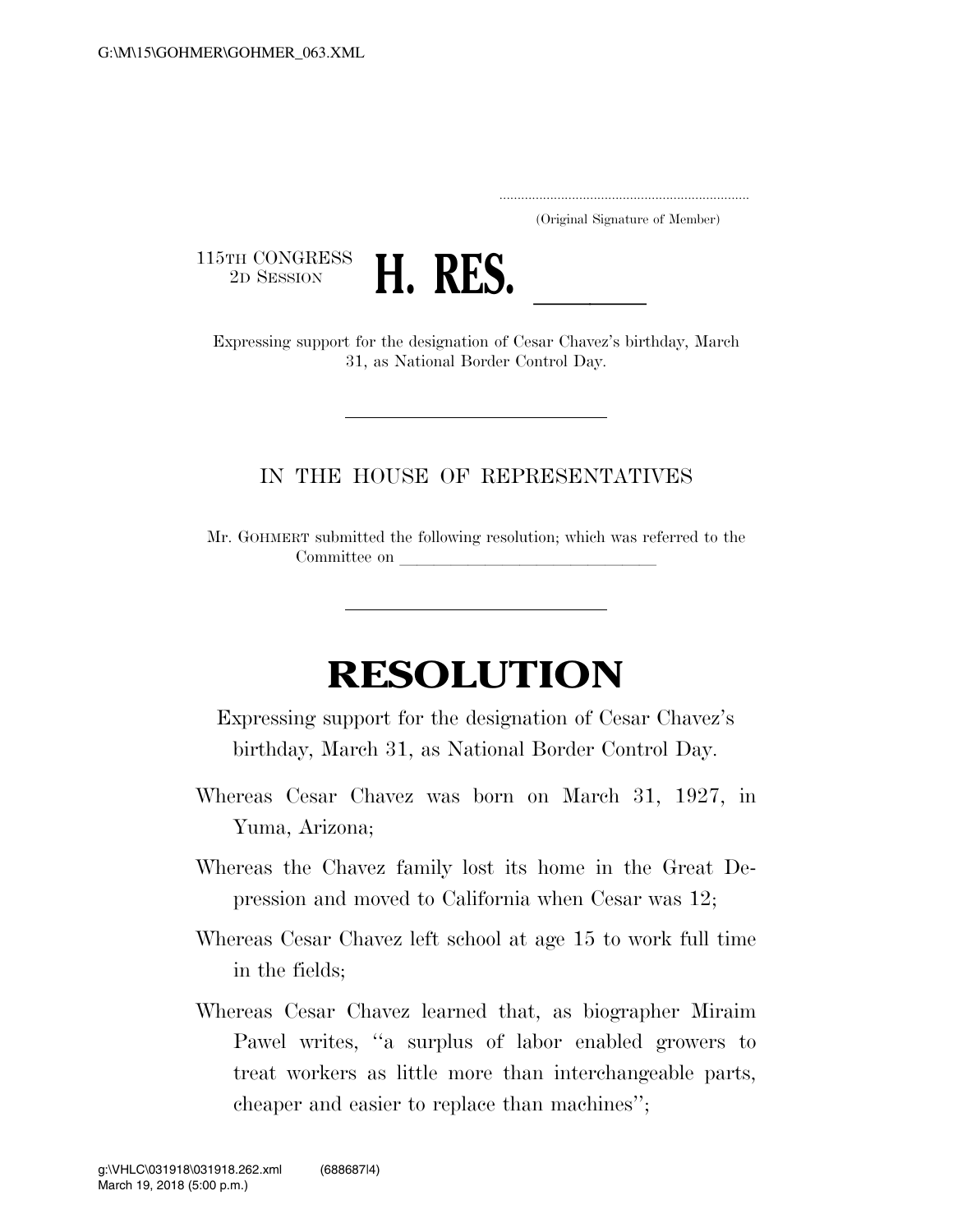(Original Signature of Member)

115TH CONGRESS
2D SESSION

# H. RES. \_\_\_\_\_

Expressing support for the designation of Cesar Chavez's birthday, March 31, as National Border Control Day.

IN THE HOUSE OF REPRESENTATIVES

Mr. GOHMERT submitted the following resolution; which was referred to the Committee on \_\_\_\_\_\_\_\_\_\_\_\_\_\_\_\_\_\_\_\_\_\_\_\_\_\_\_\_\_\_\_\_

# RESOLUTION

Expressing support for the designation of Cesar Chavez's birthday, March 31, as National Border Control Day.

Whereas Cesar Chavez was born on March 31, 1927, in Yuma, Arizona;

Whereas the Chavez family lost its home in the Great Depression and moved to California when Cesar was 12;

Whereas Cesar Chavez left school at age 15 to work full time in the fields;

Whereas Cesar Chavez learned that, as biographer Miraim Pawel writes, ''a surplus of labor enabled growers to treat workers as little more than interchangeable parts, cheaper and easier to replace than machines'';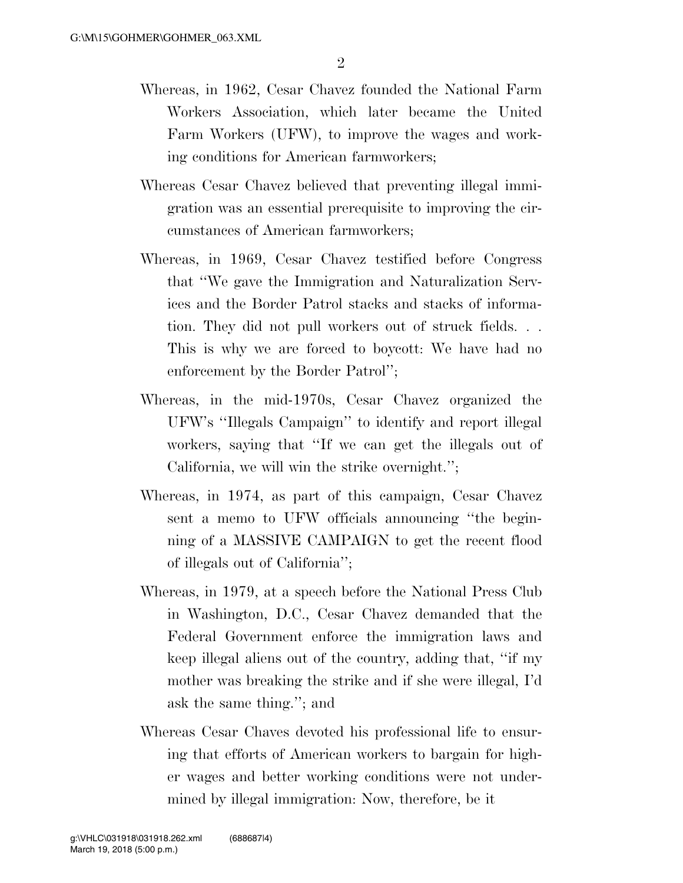Whereas, in 1962, Cesar Chavez founded the National Farm Workers Association, which later became the United Farm Workers (UFW), to improve the wages and working conditions for American farmworkers;

Whereas Cesar Chavez believed that preventing illegal immigration was an essential prerequisite to improving the circumstances of American farmworkers;

Whereas, in 1969, Cesar Chavez testified before Congress that ''We gave the Immigration and Naturalization Services and the Border Patrol stacks and stacks of information. They did not pull workers out of struck fields. . . This is why we are forced to boycott: We have had no enforcement by the Border Patrol'';

Whereas, in the mid-1970s, Cesar Chavez organized the UFW's ''Illegals Campaign'' to identify and report illegal workers, saying that ''If we can get the illegals out of California, we will win the strike overnight.'';

Whereas, in 1974, as part of this campaign, Cesar Chavez sent a memo to UFW officials announcing ''the beginning of a MASSIVE CAMPAIGN to get the recent flood of illegals out of California'';

Whereas, in 1979, at a speech before the National Press Club in Washington, D.C., Cesar Chavez demanded that the Federal Government enforce the immigration laws and keep illegal aliens out of the country, adding that, ''if my mother was breaking the strike and if she were illegal, I'd ask the same thing.''; and

Whereas Cesar Chaves devoted his professional life to ensuring that efforts of American workers to bargain for higher wages and better working conditions were not undermined by illegal immigration: Now, therefore, be it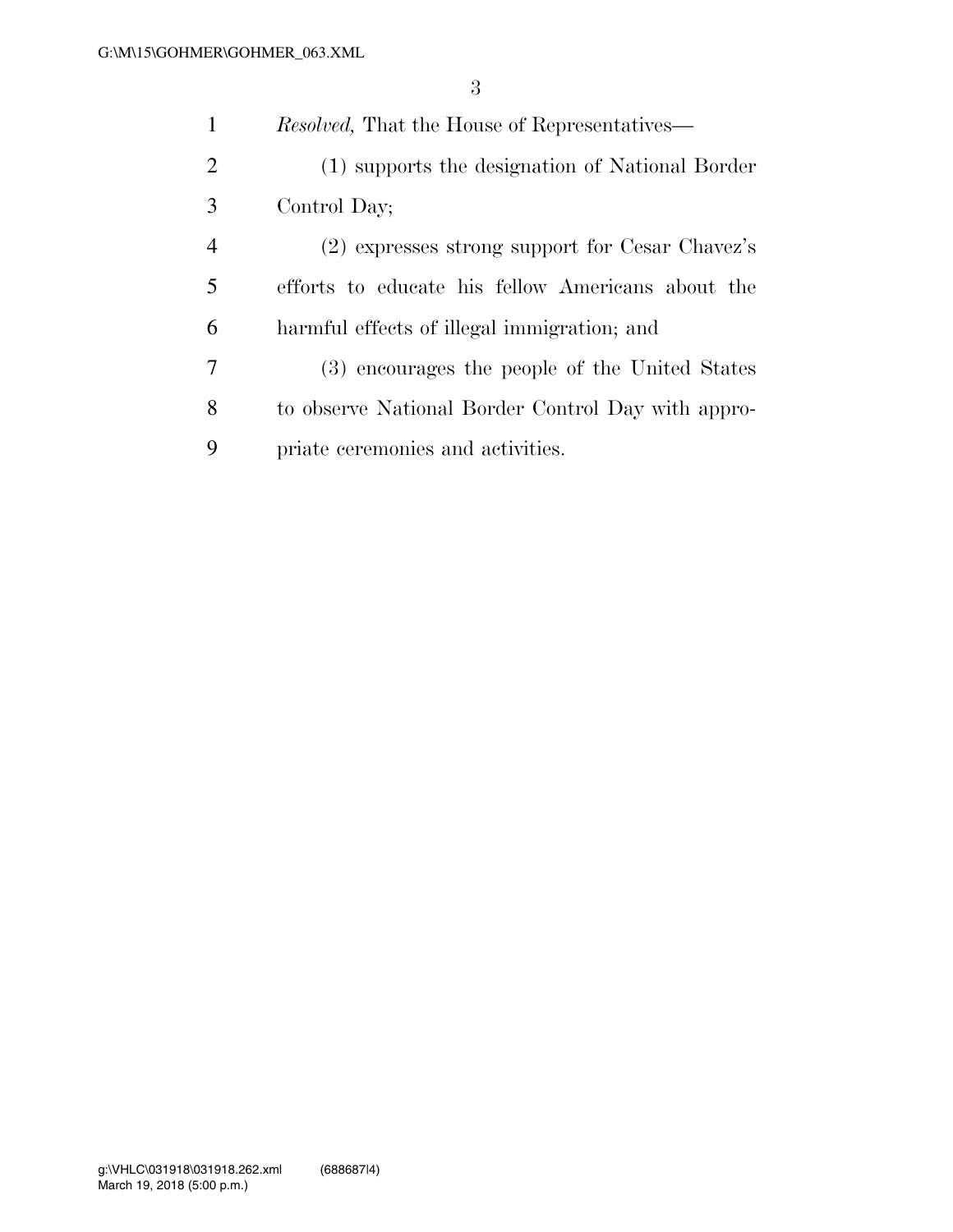*Resolved,* That the House of Representatives—

(1) supports the designation of National Border Control Day;

(2) expresses strong support for Cesar Chavez's efforts to educate his fellow Americans about the harmful effects of illegal immigration; and

(3) encourages the people of the United States to observe National Border Control Day with appropriate ceremonies and activities.